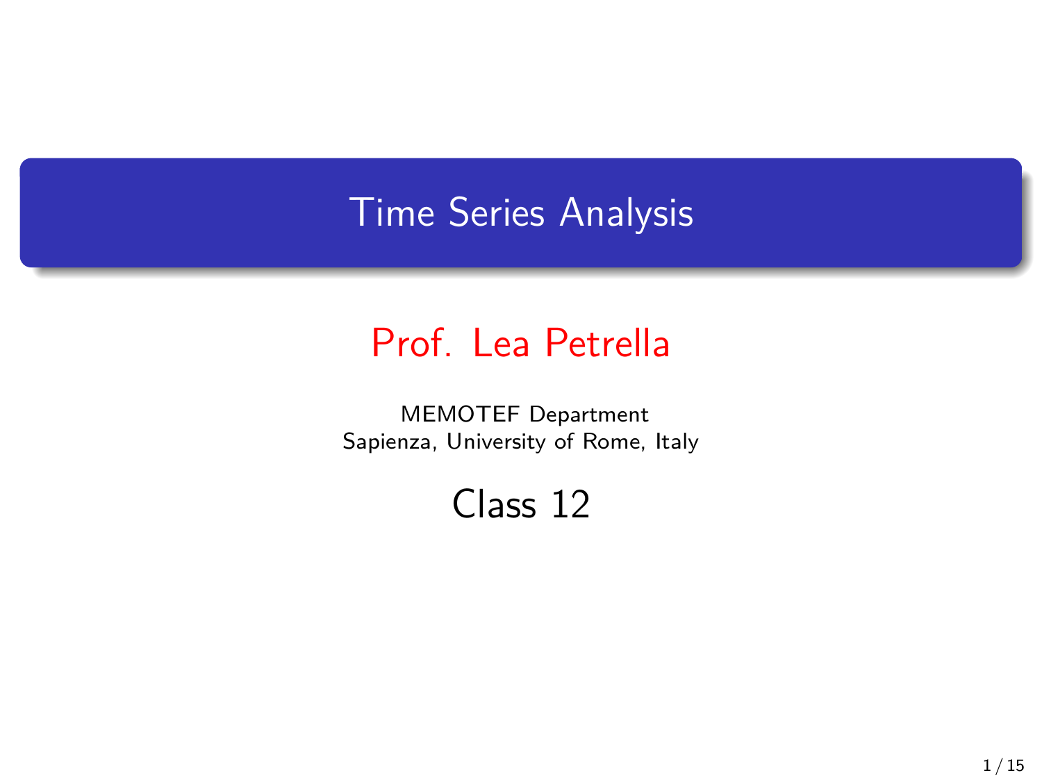# Time Series Analysis

## Prof. Lea Petrella

MEMOTEF Department
Sapienza, University of Rome, Italy

## Class 12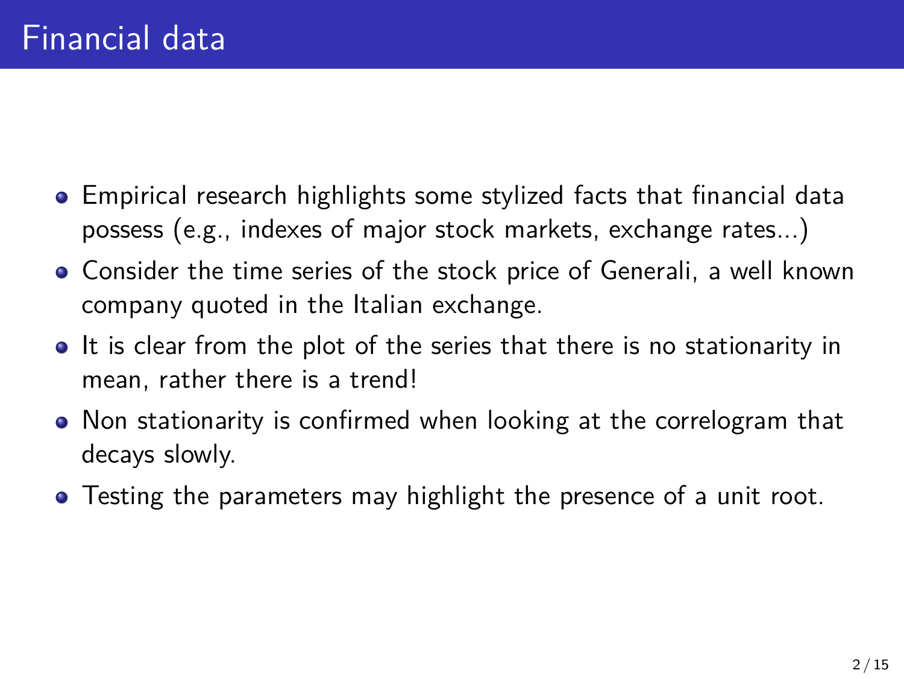# Financial data

- Empirical research highlights some stylized facts that financial data possess (e.g., indexes of major stock markets, exchange rates...)
- Consider the time series of the stock price of Generali, a well known company quoted in the Italian exchange.
- It is clear from the plot of the series that there is no stationarity in mean, rather there is a trend!
- Non stationarity is confirmed when looking at the correlogram that decays slowly.
- Testing the parameters may highlight the presence of a unit root.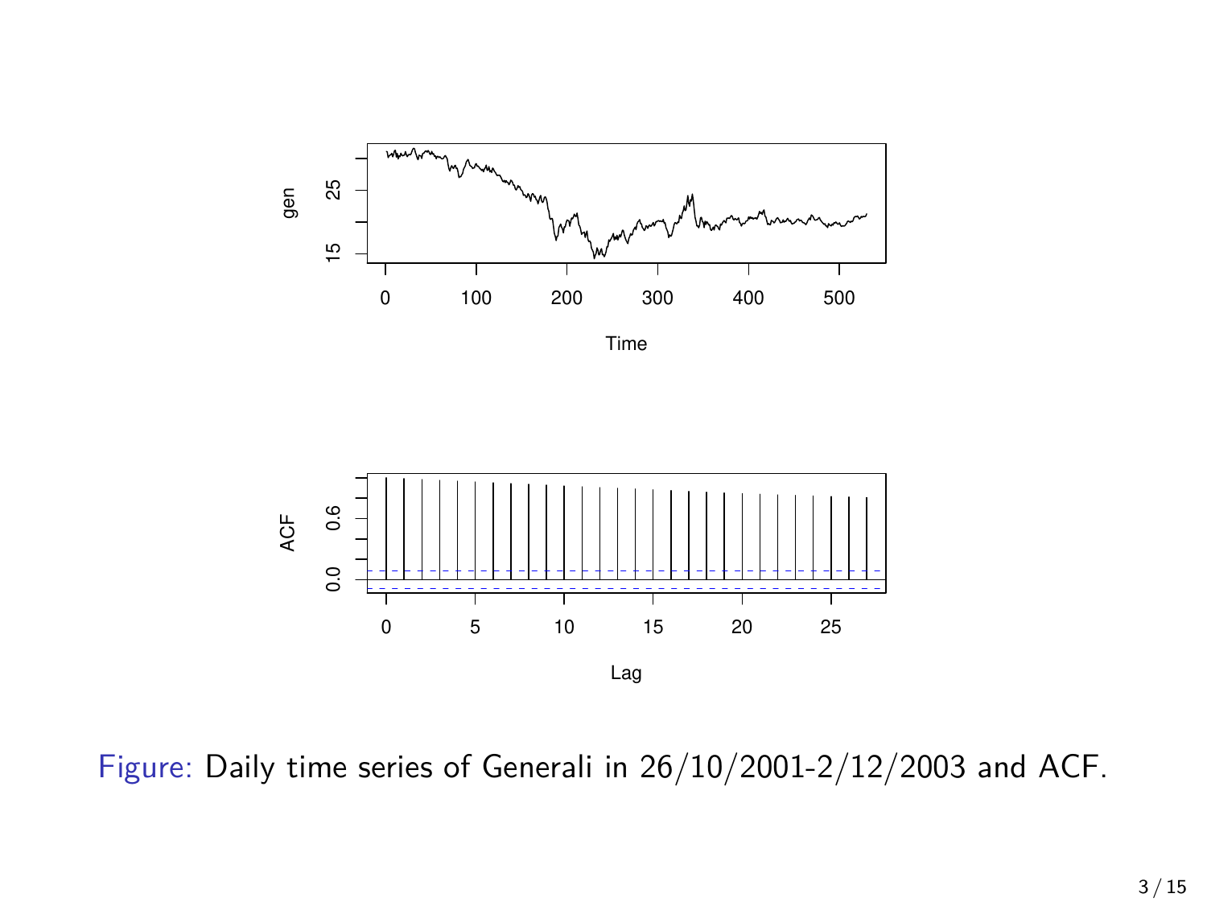Figure: Daily time series of Generali in 26/10/2001-2/12/2003 and ACF.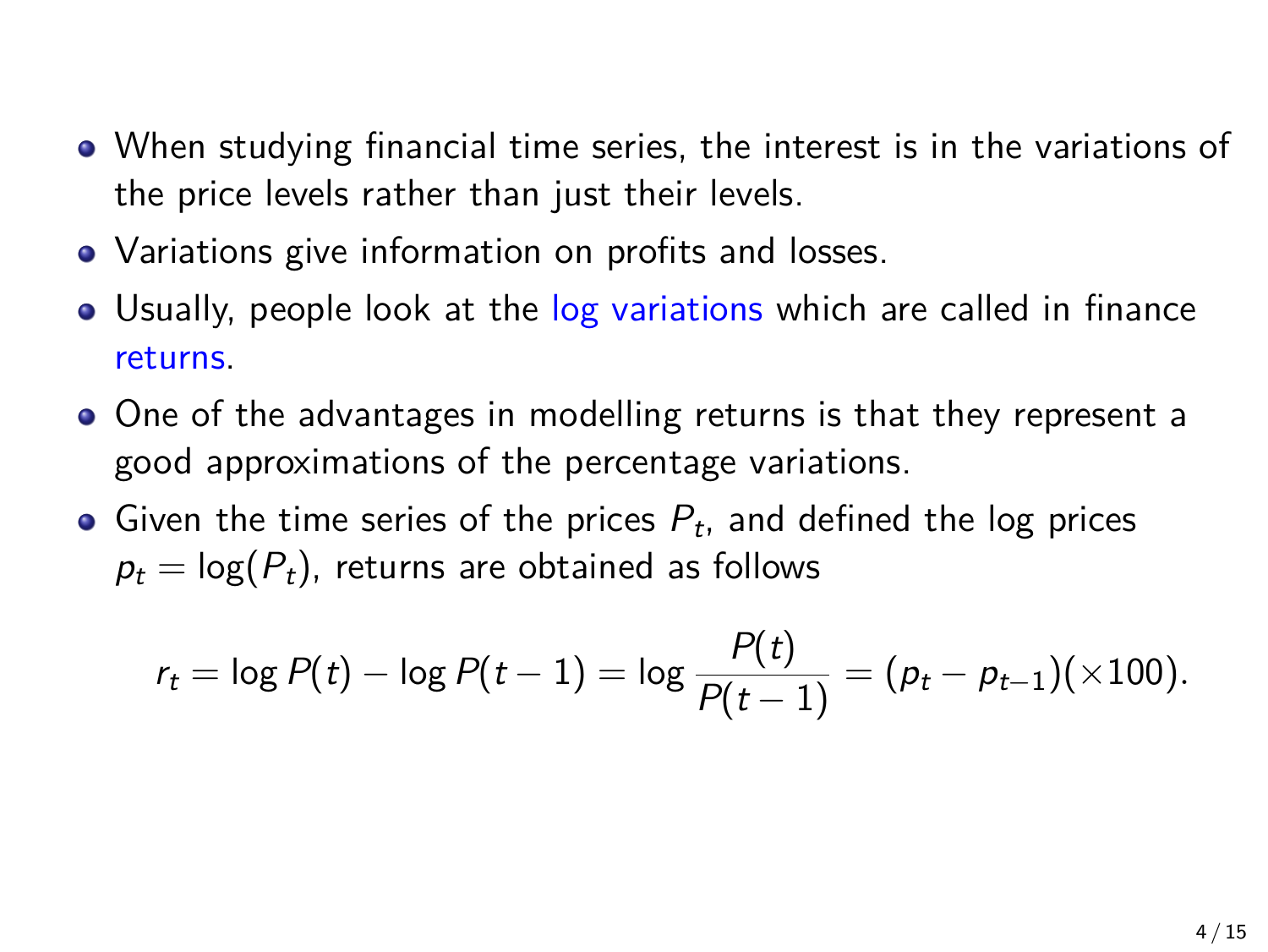- When studying financial time series, the interest is in the variations of the price levels rather than just their levels.
- Variations give information on profits and losses.
- Usually, people look at the log variations which are called in finance returns.
- One of the advantages in modelling returns is that they represent a good approximations of the percentage variations.
- Given the time series of the prices $P_t$, and defined the log prices $p_t = \log(P_t)$, returns are obtained as follows

$$r_t = \log P(t) - \log P(t-1) = \log \frac{P(t)}{P(t-1)} = (p_t - p_{t-1})(\times 100).$$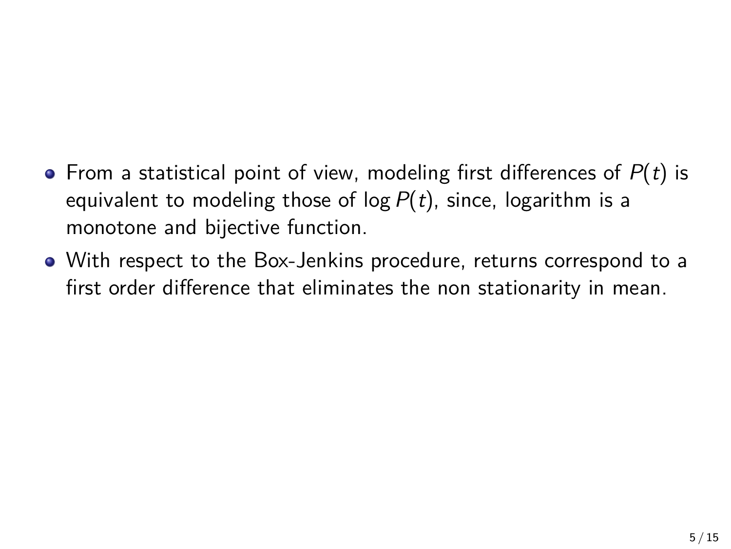- From a statistical point of view, modeling first differences of $P(t)$ is equivalent to modeling those of $\log P(t)$, since, logarithm is a monotone and bijective function.
- With respect to the Box-Jenkins procedure, returns correspond to a first order difference that eliminates the non stationarity in mean.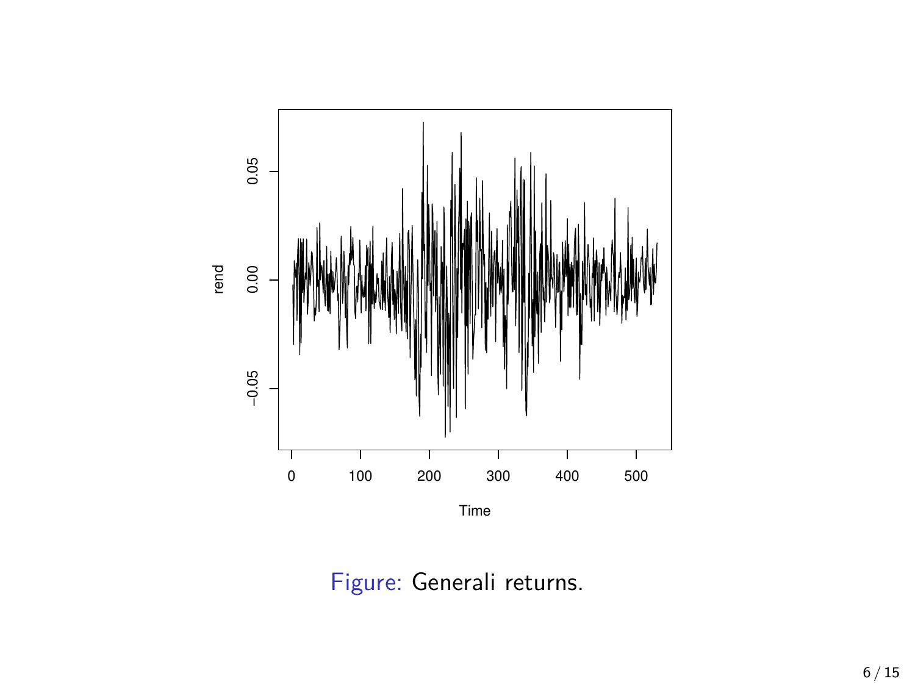Figure: Generali returns.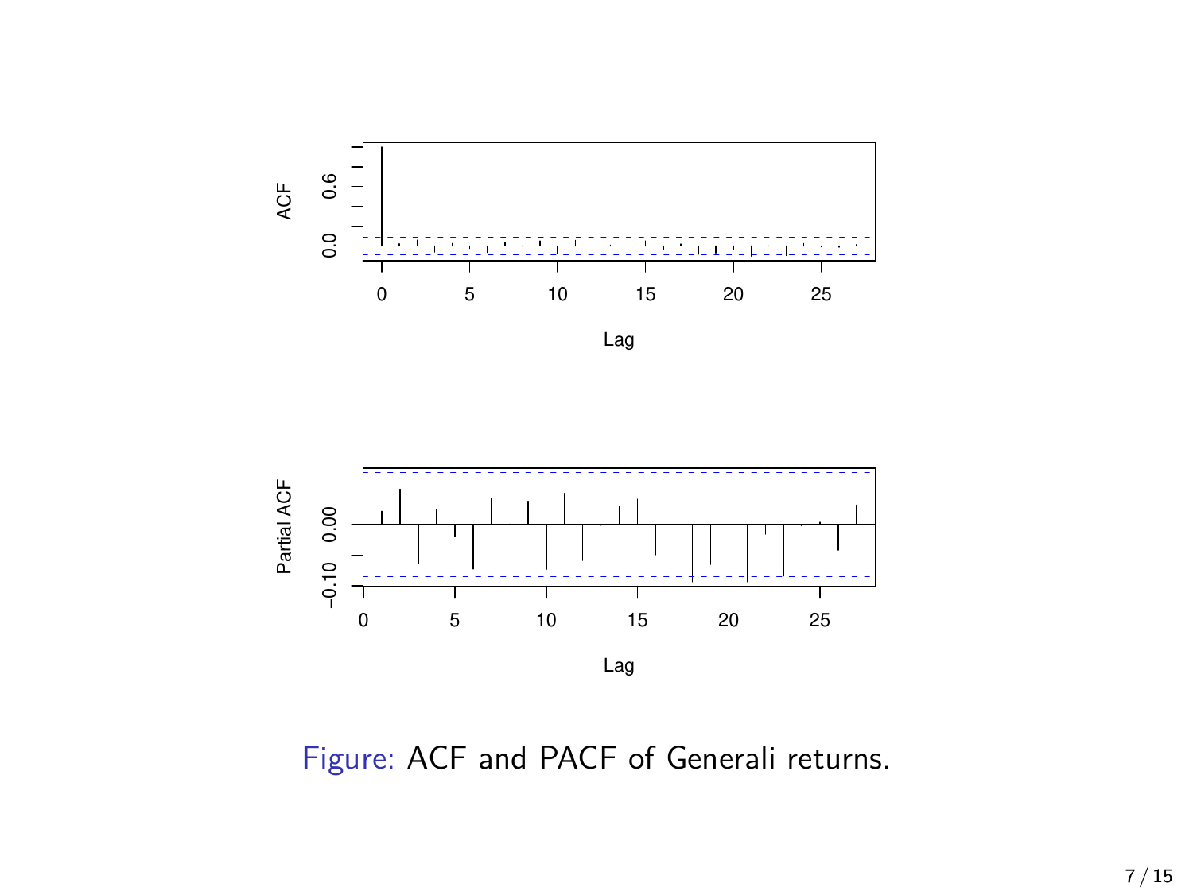Figure: ACF and PACF of Generali returns.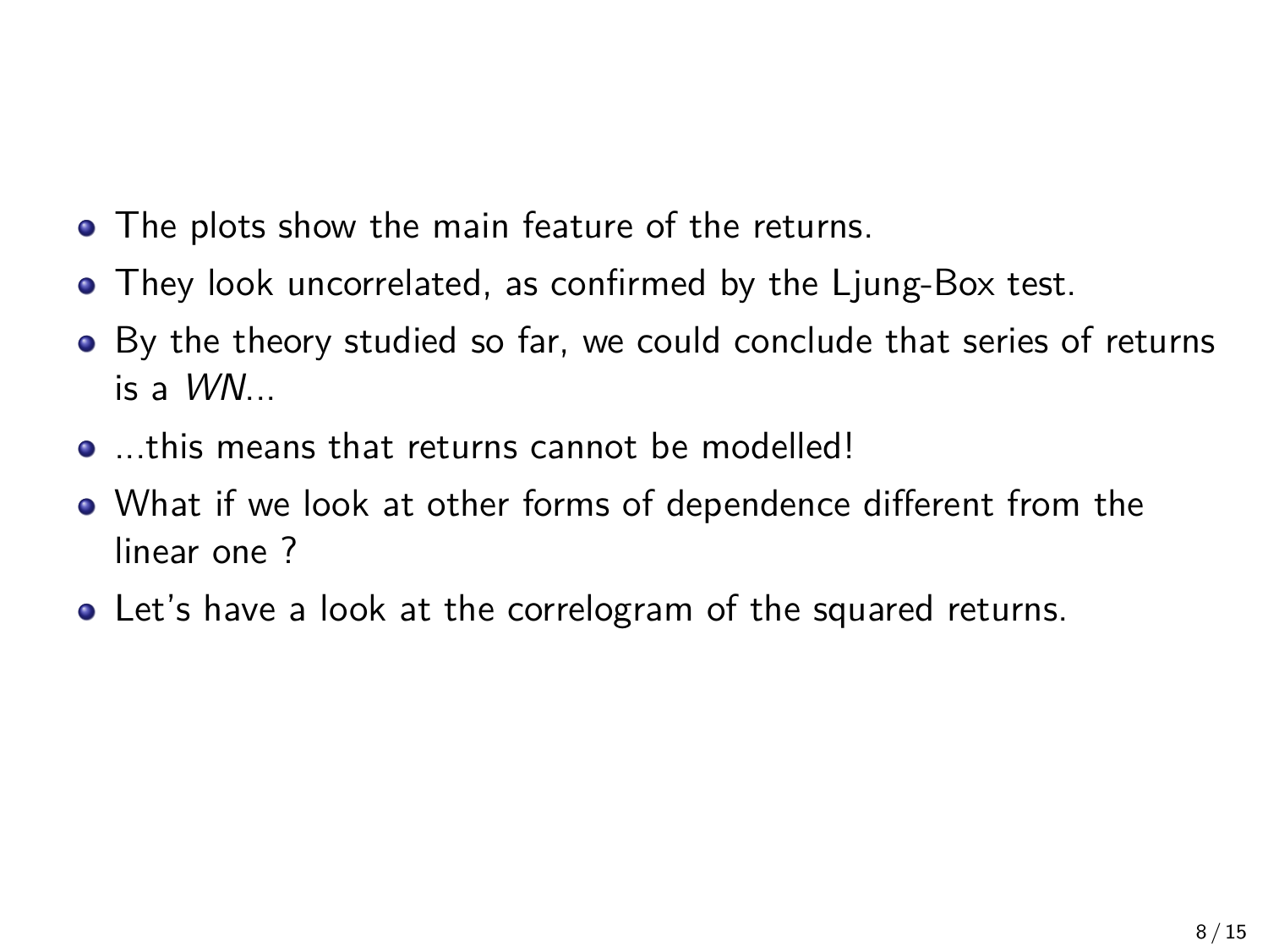- The plots show the main feature of the returns.
- They look uncorrelated, as confirmed by the Ljung-Box test.
- By the theory studied so far, we could conclude that series of returns is a *WN*...
- ...this means that returns cannot be modelled!
- What if we look at other forms of dependence different from the linear one ?
- Let's have a look at the correlogram of the squared returns.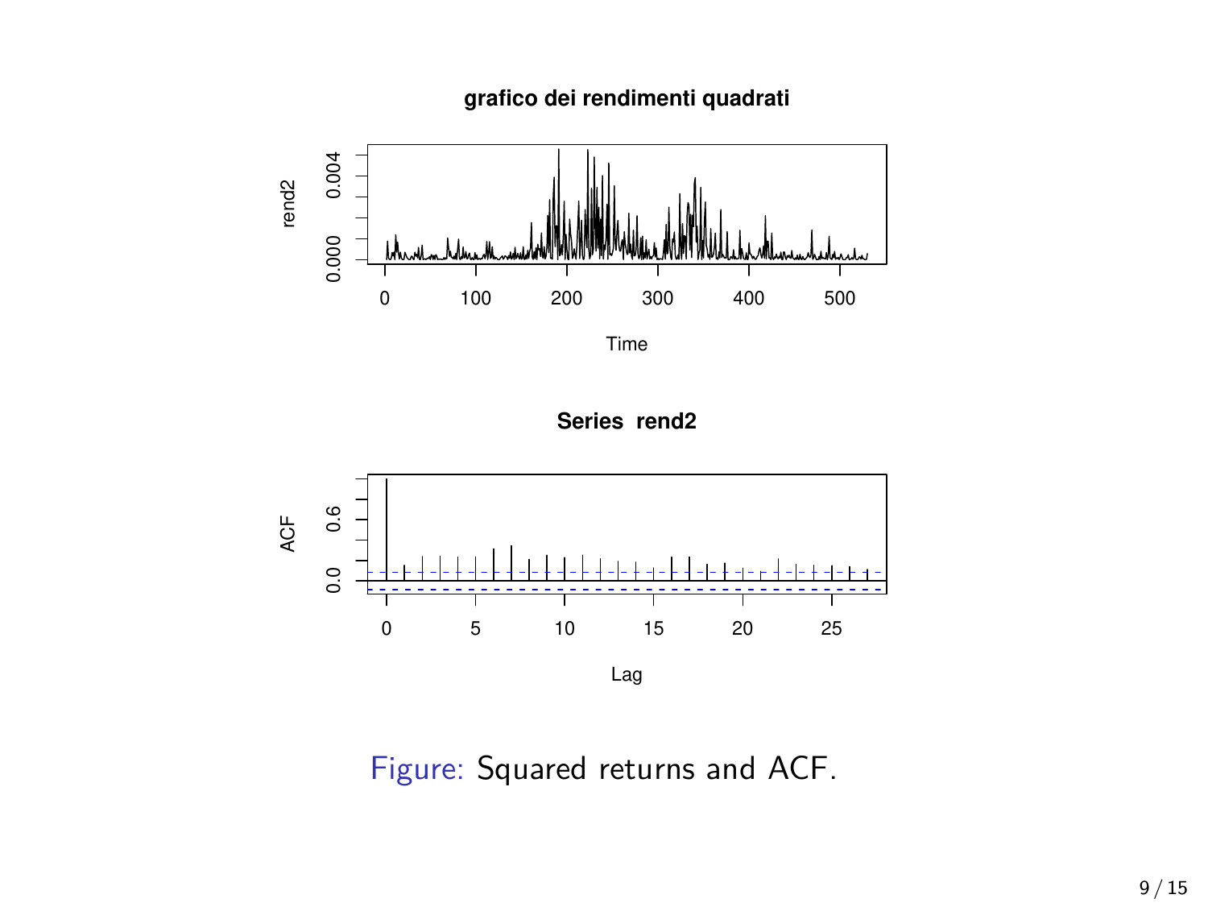Figure: Squared returns and ACF.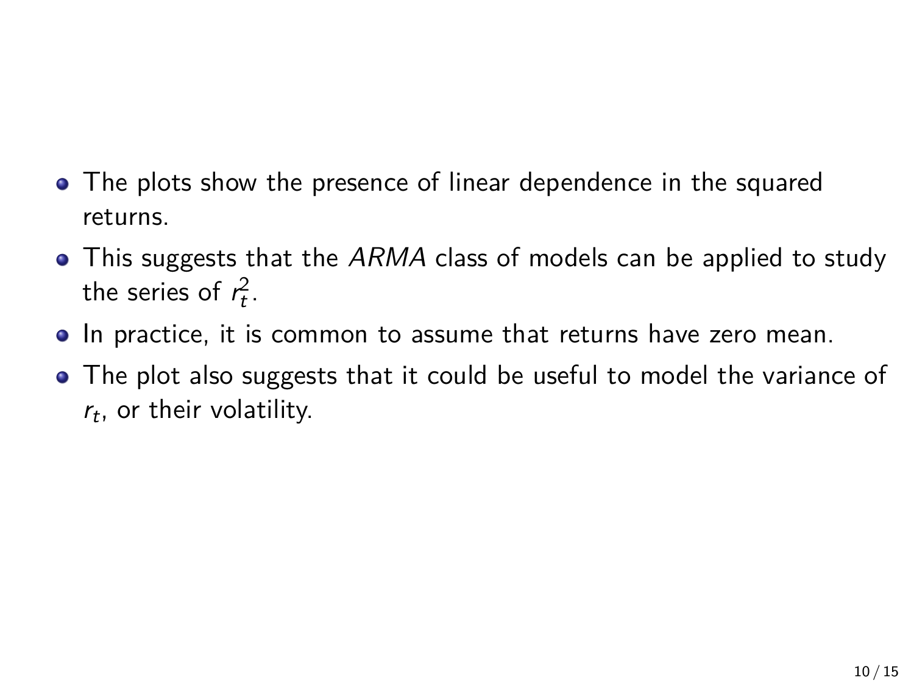- The plots show the presence of linear dependence in the squared returns.
- This suggests that the *ARMA* class of models can be applied to study the series of $r_t^2$.
- In practice, it is common to assume that returns have zero mean.
- The plot also suggests that it could be useful to model the variance of $r_t$, or their volatility.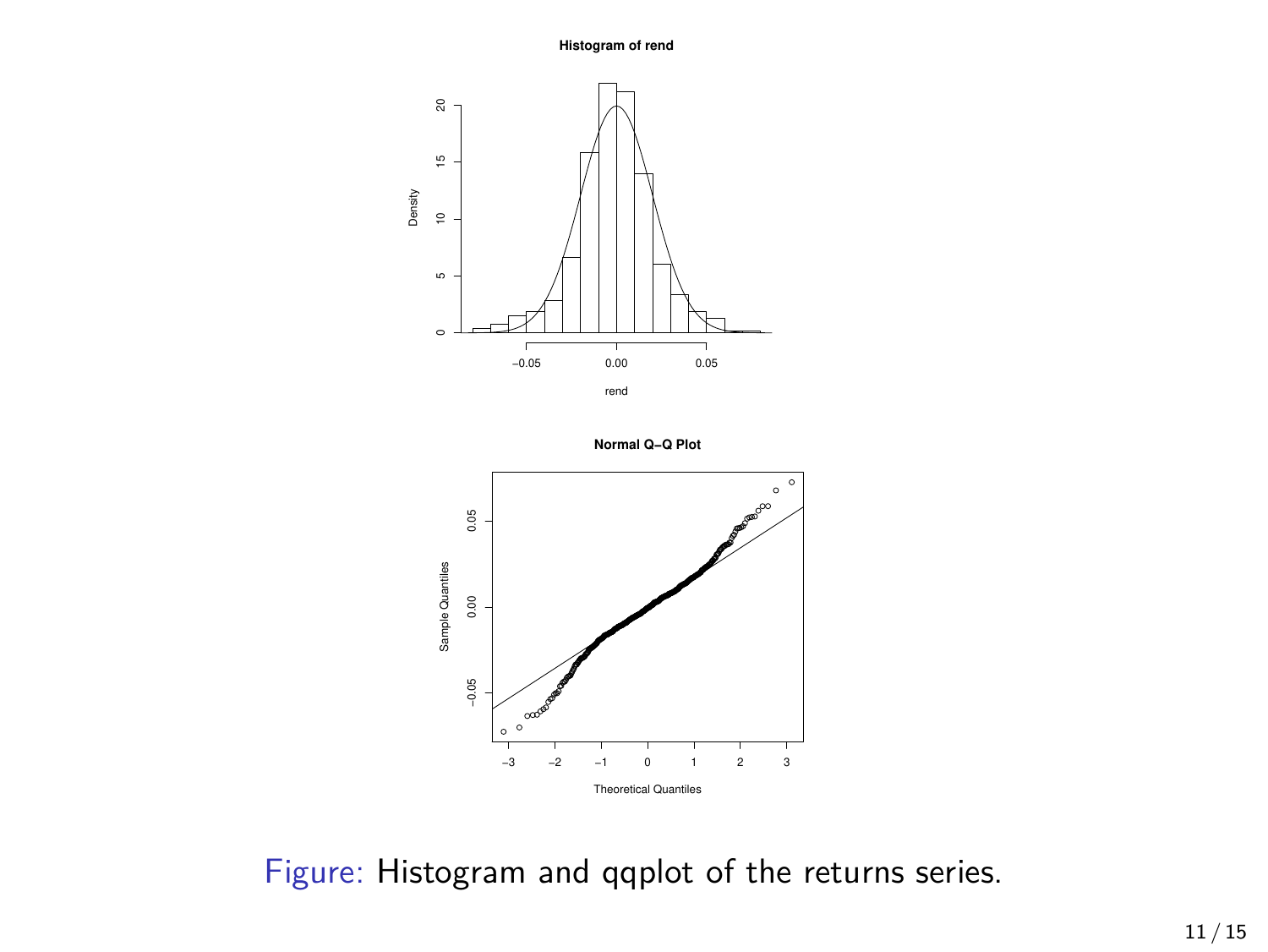Figure: Histogram and qqplot of the returns series.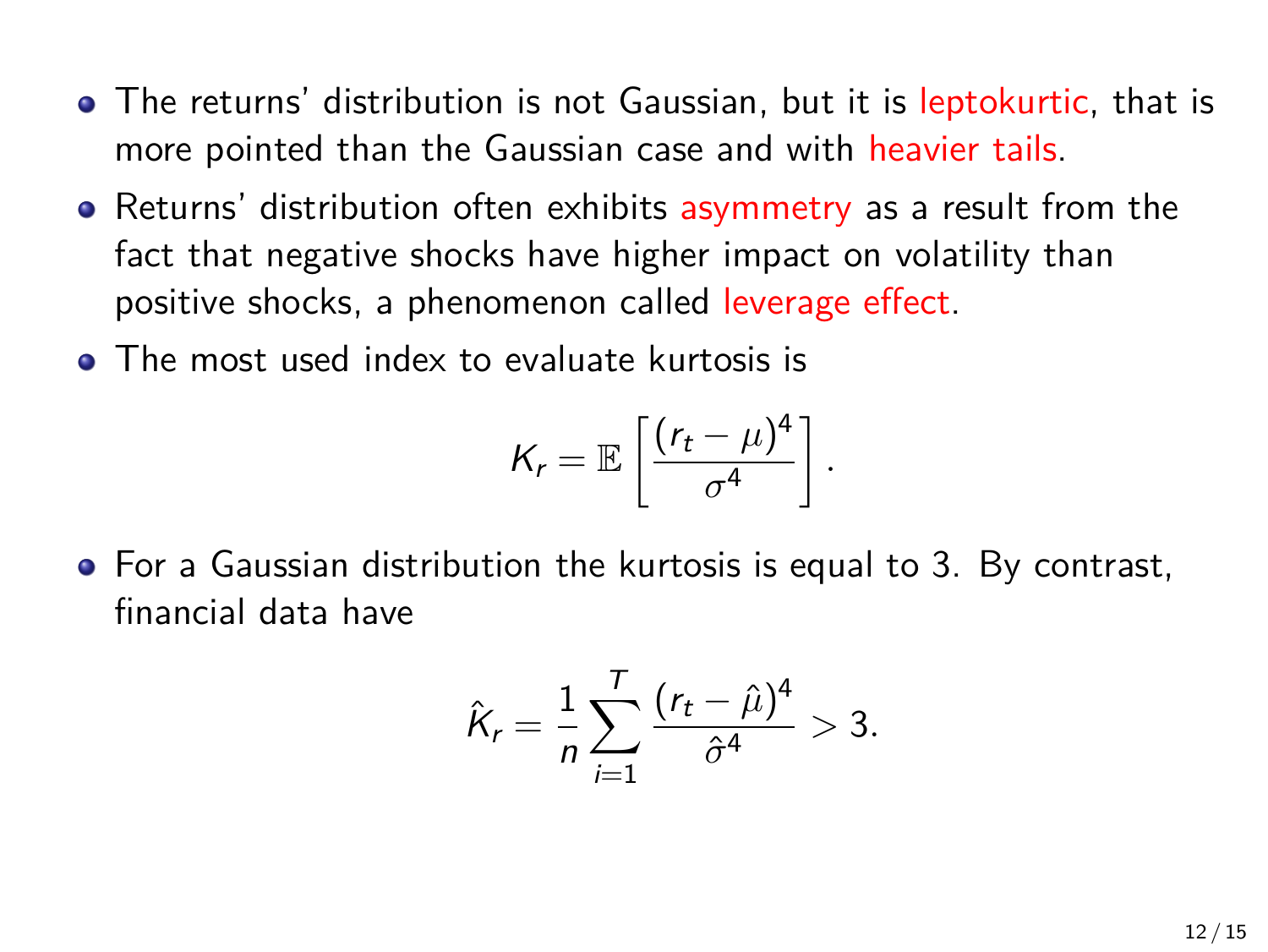- The returns' distribution is not Gaussian, but it is leptokurtic, that is more pointed than the Gaussian case and with heavier tails.
- Returns' distribution often exhibits asymmetry as a result from the fact that negative shocks have higher impact on volatility than positive shocks, a phenomenon called leverage effect.
- The most used index to evaluate kurtosis is

$$K_r = \mathbb{E}\left[\frac{(r_t - \mu)^4}{\sigma^4}\right].$$

- For a Gaussian distribution the kurtosis is equal to 3. By contrast, financial data have

$$\hat{K}_r = \frac{1}{n}\sum_{i=1}^{T}\frac{(r_t - \hat{\mu})^4}{\hat{\sigma}^4} > 3.$$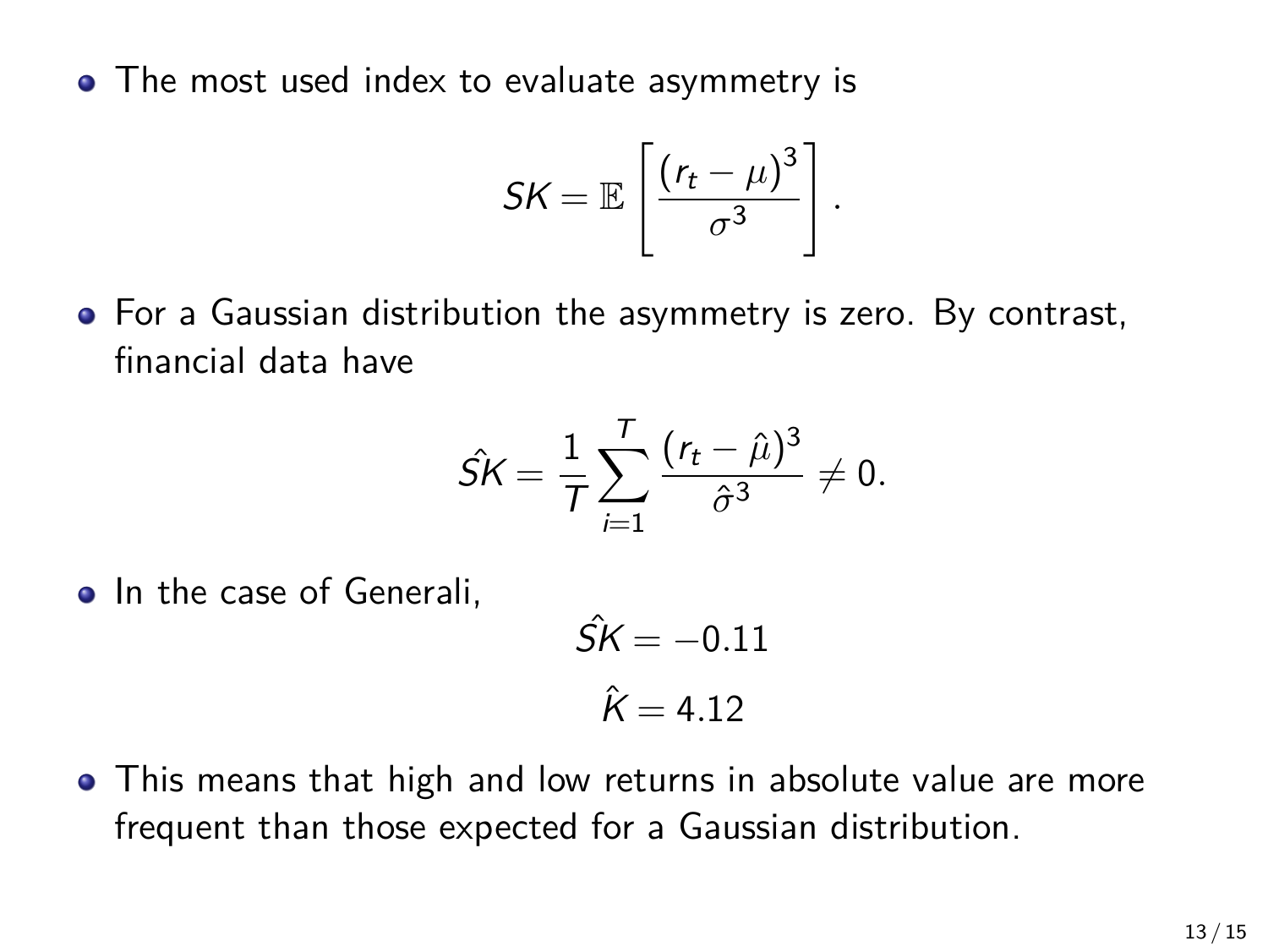- The most used index to evaluate asymmetry is

$$SK = \mathbb{E}\left[\frac{(r_t - \mu)^3}{\sigma^3}\right].$$

- For a Gaussian distribution the asymmetry is zero. By contrast, financial data have

$$\hat{SK} = \frac{1}{T}\sum_{i=1}^{T}\frac{(r_t - \hat{\mu})^3}{\hat{\sigma}^3} \neq 0.$$

- In the case of Generali,

$$\hat{SK} = -0.11$$

$$\hat{K} = 4.12$$

- This means that high and low returns in absolute value are more frequent than those expected for a Gaussian distribution.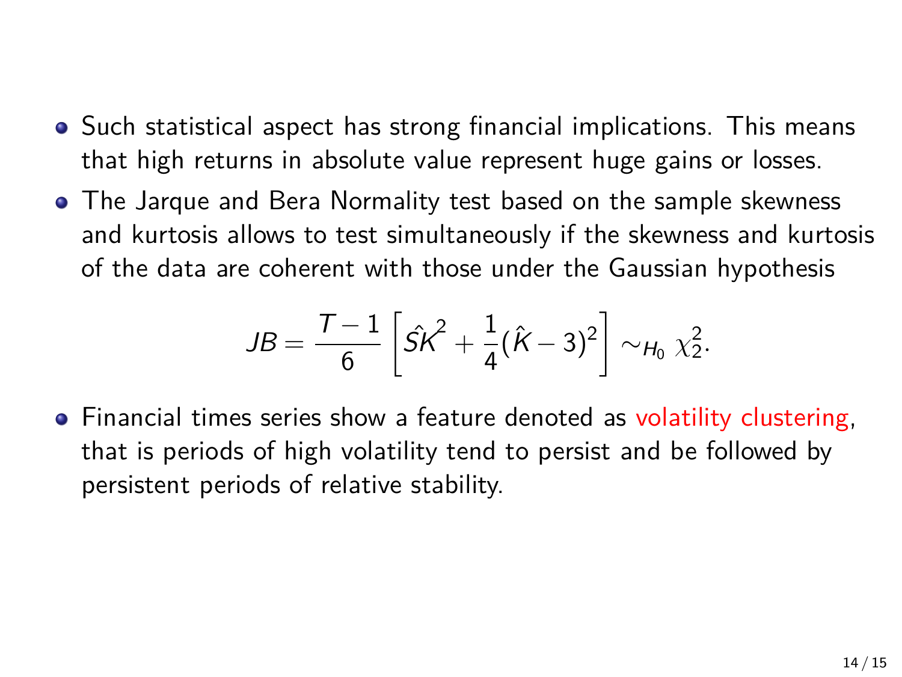- Such statistical aspect has strong financial implications. This means that high returns in absolute value represent huge gains or losses.
- The Jarque and Bera Normality test based on the sample skewness and kurtosis allows to test simultaneously if the skewness and kurtosis of the data are coherent with those under the Gaussian hypothesis

$$JB = \frac{T-1}{6}\left[\hat{SK}^2 + \frac{1}{4}(\hat{K}-3)^2\right] \sim_{H_0} \chi^2_2.$$

- Financial times series show a feature denoted as volatility clustering, that is periods of high volatility tend to persist and be followed by persistent periods of relative stability.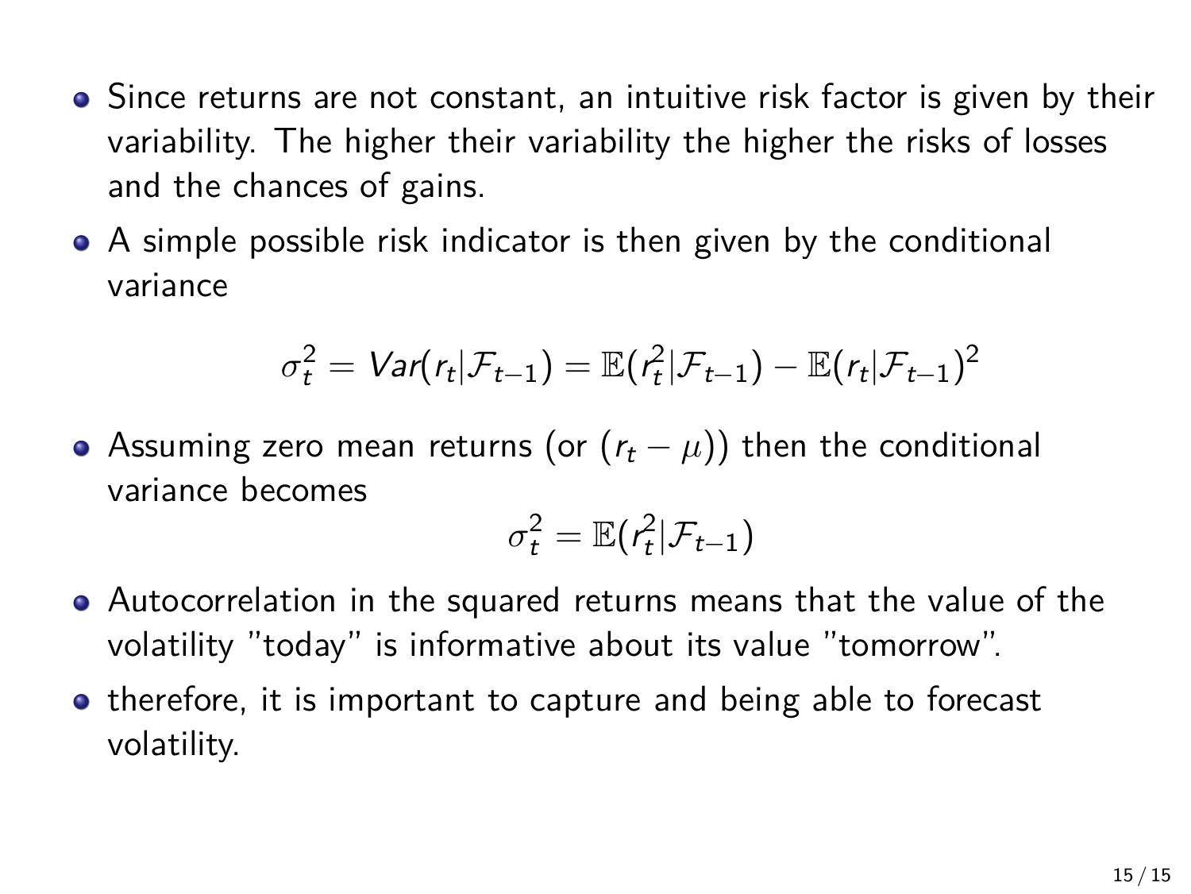- Since returns are not constant, an intuitive risk factor is given by their variability. The higher their variability the higher the risks of losses and the chances of gains.
- A simple possible risk indicator is then given by the conditional variance

$$\sigma_t^2 = Var(r_t|\mathcal{F}_{t-1}) = \mathbb{E}(r_t^2|\mathcal{F}_{t-1}) - \mathbb{E}(r_t|\mathcal{F}_{t-1})^2$$

- Assuming zero mean returns (or $(r_t - \mu)$) then the conditional variance becomes

$$\sigma_t^2 = \mathbb{E}(r_t^2|\mathcal{F}_{t-1})$$

- Autocorrelation in the squared returns means that the value of the volatility "today" is informative about its value "tomorrow".
- therefore, it is important to capture and being able to forecast volatility.